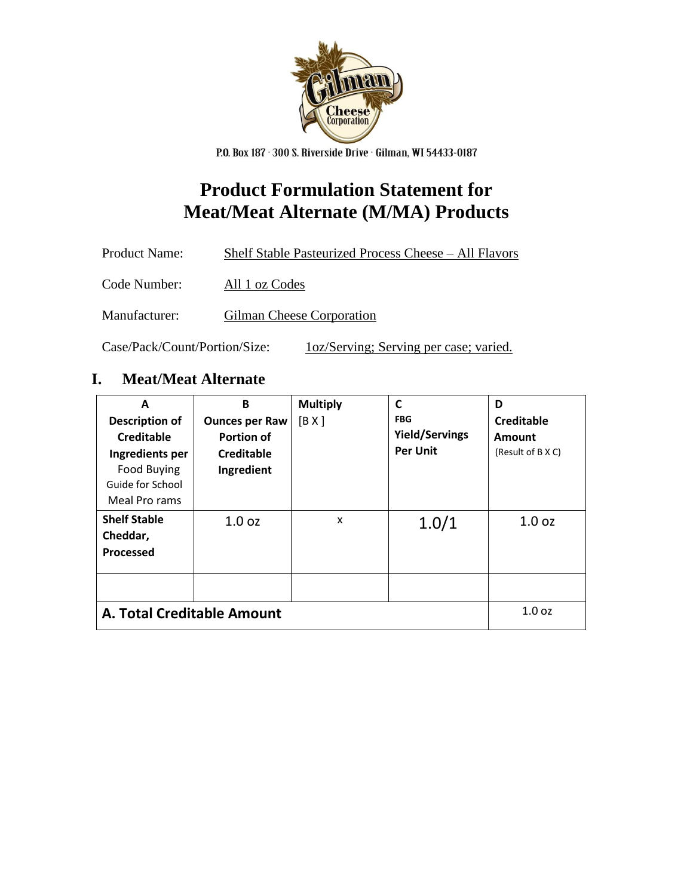Gilman Cheese Corporation

P.O. Box 187 · 300 S. Riverside Drive · Gilman, WI 54433-0187

# Product Formulation Statement for Meat/Meat Alternate (M/MA) Products

Product Name: Shelf Stable Pasteurized Process Cheese – All Flavors

Code Number: All 1 oz Codes

Manufacturer: Gilman Cheese Corporation

Case/Pack/Count/Portion/Size: 1oz/Serving; Serving per case; varied.

## I. Meat/Meat Alternate

| A Description of Creditable Ingredients per Food Buying Guide for School Meal Pro rams | B Ounces per Raw Portion of Creditable Ingredient | Multiply [B X ] | C FBG Yield/Servings Per Unit | D Creditable Amount (Result of B X C) |
|---|---|---|---|---|
| **Shelf Stable Cheddar, Processed** | 1.0 oz | x | 1.0/1 | 1.0 oz |
| | | | | |
| **A. Total Creditable Amount** | | | | 1.0 oz |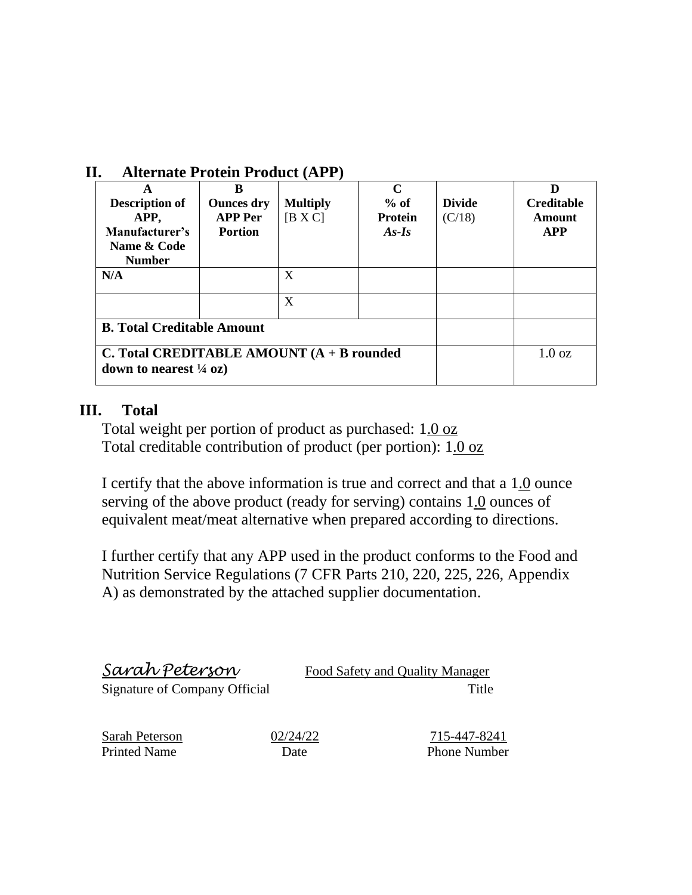## II. Alternate Protein Product (APP)

| A<br>**Description of APP, Manufacturer's Name & Code Number** | B<br>**Ounces dry APP Per Portion** | **Multiply** [B X C] | C<br>**% of Protein** ***As-Is*** | **Divide** (C/18) | D<br>**Creditable Amount APP** |
|---|---|---|---|---|---|
| **N/A** | | X | | | |
| | | X | | | |
| **B. Total Creditable Amount** | | | | | |
| **C. Total CREDITABLE AMOUNT (A + B rounded down to nearest ¼ oz)** | | | | | 1.0 oz |

## III. Total

Total weight per portion of product as purchased: 1.0 oz
Total creditable contribution of product (per portion): 1.0 oz

I certify that the above information is true and correct and that a 1.0 ounce serving of the above product (ready for serving) contains 1.0 ounces of equivalent meat/meat alternative when prepared according to directions.

I further certify that any APP used in the product conforms to the Food and Nutrition Service Regulations (7 CFR Parts 210, 220, 225, 226, Appendix A) as demonstrated by the attached supplier documentation.

*Sarah Peterson* — Signature of Company Official
Food Safety and Quality Manager — Title

Sarah Peterson — Printed Name
02/24/22 — Date
715-447-8241 — Phone Number